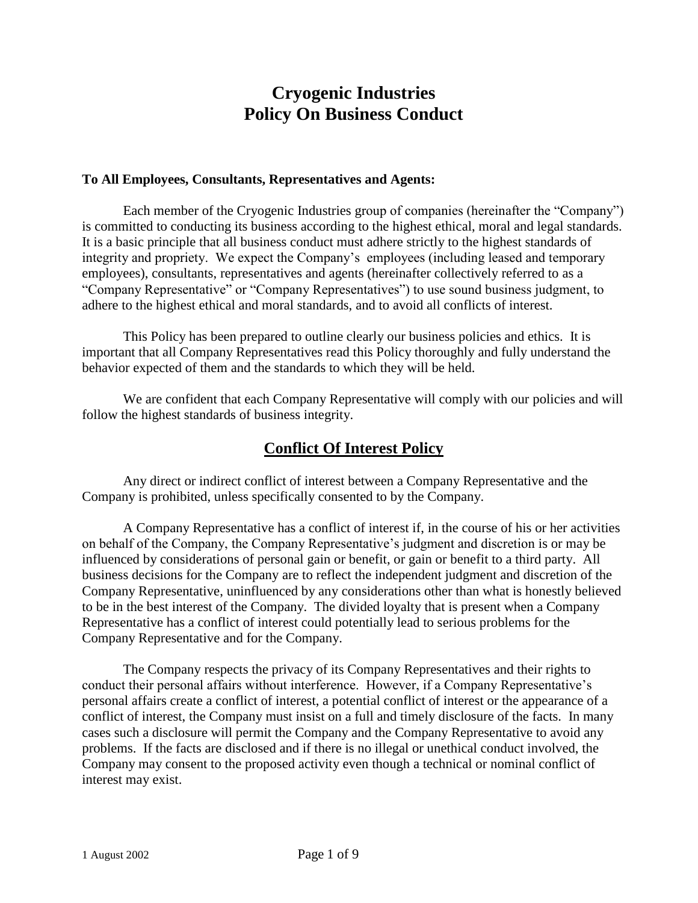# Cryogenic Industries
# Policy On Business Conduct

**To All Employees, Consultants, Representatives and Agents:**

Each member of the Cryogenic Industries group of companies (hereinafter the "Company") is committed to conducting its business according to the highest ethical, moral and legal standards. It is a basic principle that all business conduct must adhere strictly to the highest standards of integrity and propriety. We expect the Company's employees (including leased and temporary employees), consultants, representatives and agents (hereinafter collectively referred to as a "Company Representative" or "Company Representatives") to use sound business judgment, to adhere to the highest ethical and moral standards, and to avoid all conflicts of interest.

This Policy has been prepared to outline clearly our business policies and ethics. It is important that all Company Representatives read this Policy thoroughly and fully understand the behavior expected of them and the standards to which they will be held.

We are confident that each Company Representative will comply with our policies and will follow the highest standards of business integrity.

## Conflict Of Interest Policy

Any direct or indirect conflict of interest between a Company Representative and the Company is prohibited, unless specifically consented to by the Company.

A Company Representative has a conflict of interest if, in the course of his or her activities on behalf of the Company, the Company Representative's judgment and discretion is or may be influenced by considerations of personal gain or benefit, or gain or benefit to a third party. All business decisions for the Company are to reflect the independent judgment and discretion of the Company Representative, uninfluenced by any considerations other than what is honestly believed to be in the best interest of the Company. The divided loyalty that is present when a Company Representative has a conflict of interest could potentially lead to serious problems for the Company Representative and for the Company.

The Company respects the privacy of its Company Representatives and their rights to conduct their personal affairs without interference. However, if a Company Representative's personal affairs create a conflict of interest, a potential conflict of interest or the appearance of a conflict of interest, the Company must insist on a full and timely disclosure of the facts. In many cases such a disclosure will permit the Company and the Company Representative to avoid any problems. If the facts are disclosed and if there is no illegal or unethical conduct involved, the Company may consent to the proposed activity even though a technical or nominal conflict of interest may exist.

1 August 2002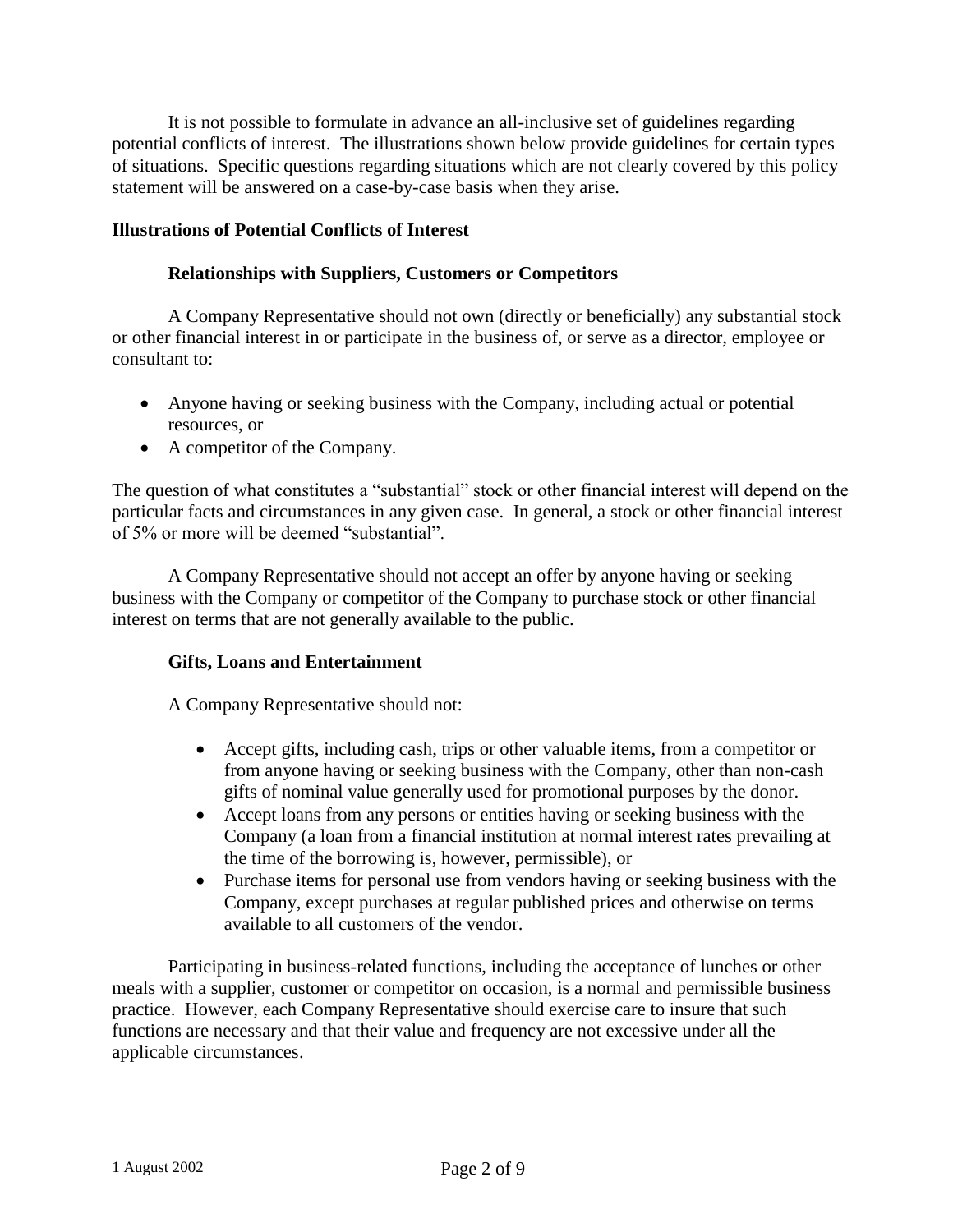It is not possible to formulate in advance an all-inclusive set of guidelines regarding potential conflicts of interest. The illustrations shown below provide guidelines for certain types of situations. Specific questions regarding situations which are not clearly covered by this policy statement will be answered on a case-by-case basis when they arise.

## Illustrations of Potential Conflicts of Interest

### Relationships with Suppliers, Customers or Competitors

A Company Representative should not own (directly or beneficially) any substantial stock or other financial interest in or participate in the business of, or serve as a director, employee or consultant to:

- Anyone having or seeking business with the Company, including actual or potential resources, or
- A competitor of the Company.

The question of what constitutes a "substantial" stock or other financial interest will depend on the particular facts and circumstances in any given case. In general, a stock or other financial interest of 5% or more will be deemed "substantial".

A Company Representative should not accept an offer by anyone having or seeking business with the Company or competitor of the Company to purchase stock or other financial interest on terms that are not generally available to the public.

### Gifts, Loans and Entertainment

A Company Representative should not:

- Accept gifts, including cash, trips or other valuable items, from a competitor or from anyone having or seeking business with the Company, other than non-cash gifts of nominal value generally used for promotional purposes by the donor.
- Accept loans from any persons or entities having or seeking business with the Company (a loan from a financial institution at normal interest rates prevailing at the time of the borrowing is, however, permissible), or
- Purchase items for personal use from vendors having or seeking business with the Company, except purchases at regular published prices and otherwise on terms available to all customers of the vendor.

Participating in business-related functions, including the acceptance of lunches or other meals with a supplier, customer or competitor on occasion, is a normal and permissible business practice. However, each Company Representative should exercise care to insure that such functions are necessary and that their value and frequency are not excessive under all the applicable circumstances.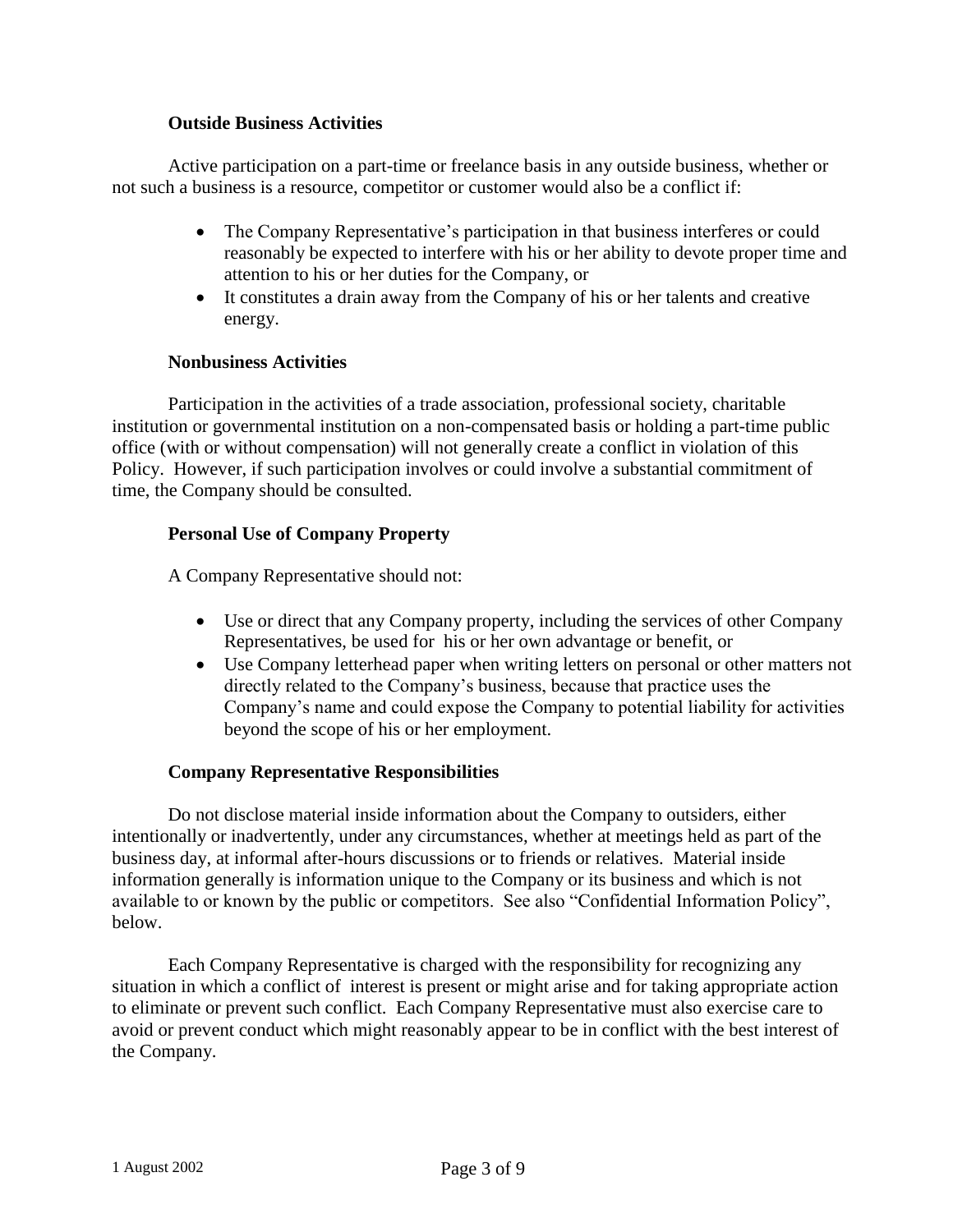### Outside Business Activities

Active participation on a part-time or freelance basis in any outside business, whether or not such a business is a resource, competitor or customer would also be a conflict if:

- The Company Representative's participation in that business interferes or could reasonably be expected to interfere with his or her ability to devote proper time and attention to his or her duties for the Company, or
- It constitutes a drain away from the Company of his or her talents and creative energy.

### Nonbusiness Activities

Participation in the activities of a trade association, professional society, charitable institution or governmental institution on a non-compensated basis or holding a part-time public office (with or without compensation) will not generally create a conflict in violation of this Policy. However, if such participation involves or could involve a substantial commitment of time, the Company should be consulted.

### Personal Use of Company Property

A Company Representative should not:

- Use or direct that any Company property, including the services of other Company Representatives, be used for his or her own advantage or benefit, or
- Use Company letterhead paper when writing letters on personal or other matters not directly related to the Company's business, because that practice uses the Company's name and could expose the Company to potential liability for activities beyond the scope of his or her employment.

### Company Representative Responsibilities

Do not disclose material inside information about the Company to outsiders, either intentionally or inadvertently, under any circumstances, whether at meetings held as part of the business day, at informal after-hours discussions or to friends or relatives. Material inside information generally is information unique to the Company or its business and which is not available to or known by the public or competitors. See also "Confidential Information Policy", below.

Each Company Representative is charged with the responsibility for recognizing any situation in which a conflict of interest is present or might arise and for taking appropriate action to eliminate or prevent such conflict. Each Company Representative must also exercise care to avoid or prevent conduct which might reasonably appear to be in conflict with the best interest of the Company.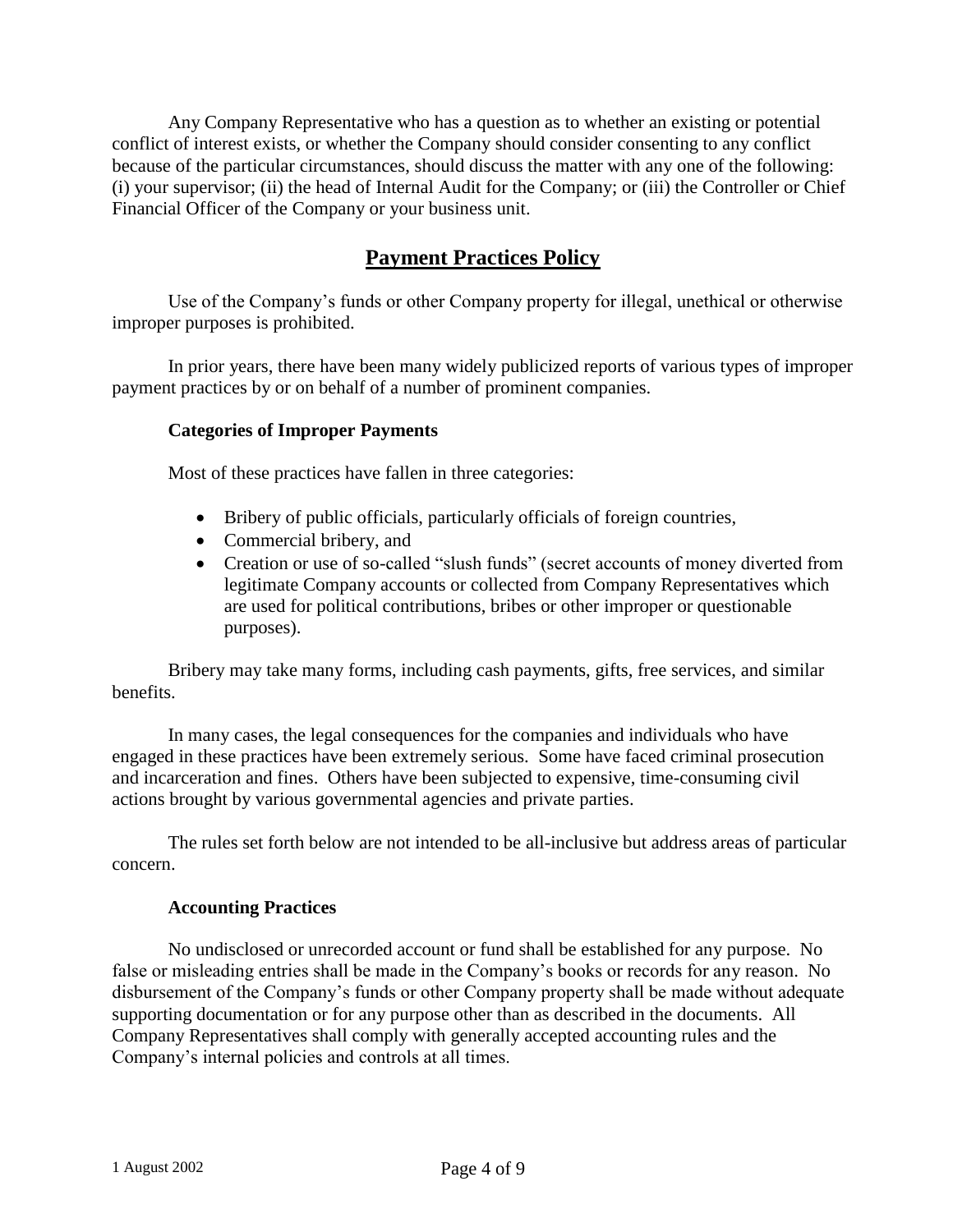Any Company Representative who has a question as to whether an existing or potential conflict of interest exists, or whether the Company should consider consenting to any conflict because of the particular circumstances, should discuss the matter with any one of the following: (i) your supervisor; (ii) the head of Internal Audit for the Company; or (iii) the Controller or Chief Financial Officer of the Company or your business unit.

## Payment Practices Policy

Use of the Company's funds or other Company property for illegal, unethical or otherwise improper purposes is prohibited.

In prior years, there have been many widely publicized reports of various types of improper payment practices by or on behalf of a number of prominent companies.

### Categories of Improper Payments

Most of these practices have fallen in three categories:

- Bribery of public officials, particularly officials of foreign countries,
- Commercial bribery, and
- Creation or use of so-called "slush funds" (secret accounts of money diverted from legitimate Company accounts or collected from Company Representatives which are used for political contributions, bribes or other improper or questionable purposes).

Bribery may take many forms, including cash payments, gifts, free services, and similar benefits.

In many cases, the legal consequences for the companies and individuals who have engaged in these practices have been extremely serious. Some have faced criminal prosecution and incarceration and fines. Others have been subjected to expensive, time-consuming civil actions brought by various governmental agencies and private parties.

The rules set forth below are not intended to be all-inclusive but address areas of particular concern.

### Accounting Practices

No undisclosed or unrecorded account or fund shall be established for any purpose. No false or misleading entries shall be made in the Company's books or records for any reason. No disbursement of the Company's funds or other Company property shall be made without adequate supporting documentation or for any purpose other than as described in the documents. All Company Representatives shall comply with generally accepted accounting rules and the Company's internal policies and controls at all times.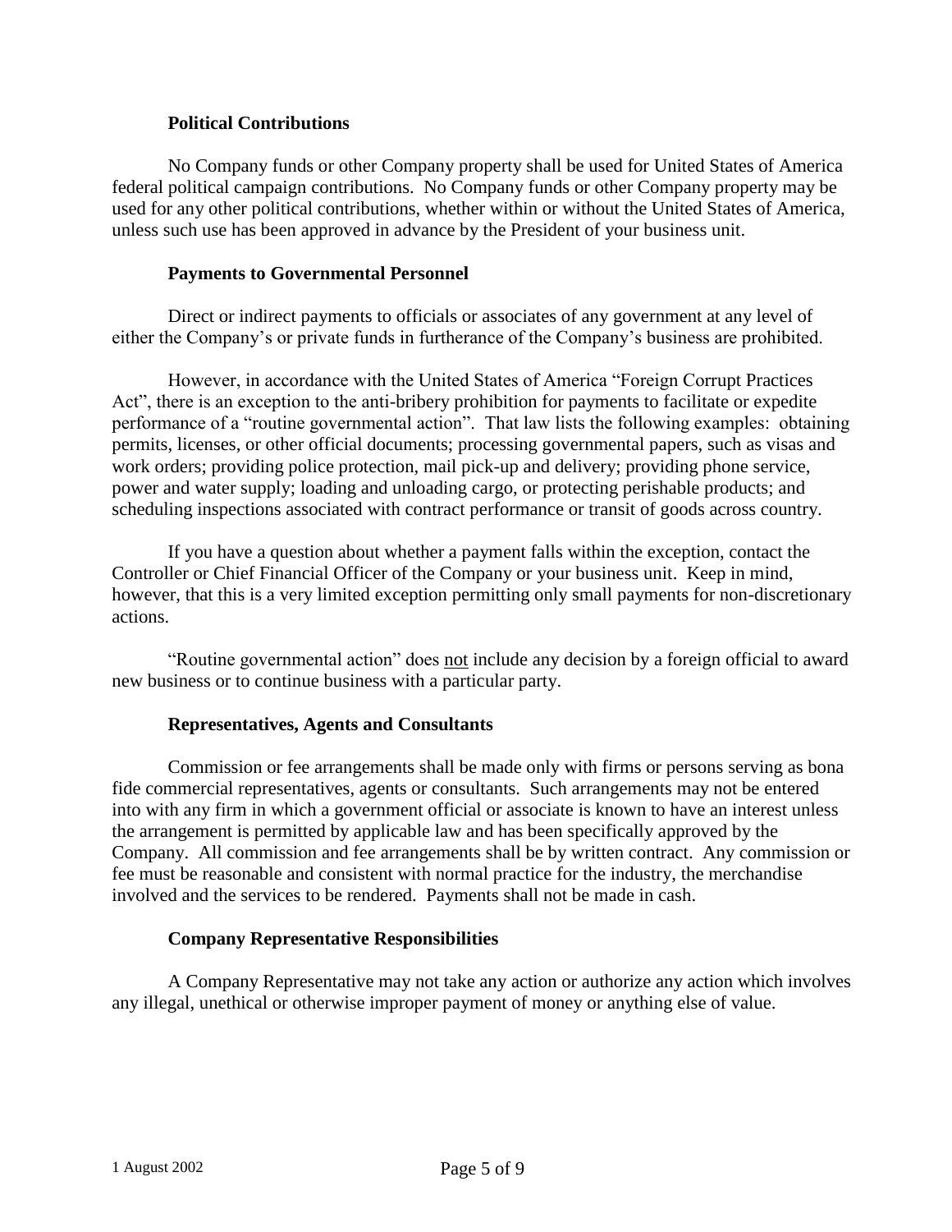### Political Contributions

No Company funds or other Company property shall be used for United States of America federal political campaign contributions. No Company funds or other Company property may be used for any other political contributions, whether within or without the United States of America, unless such use has been approved in advance by the President of your business unit.

### Payments to Governmental Personnel

Direct or indirect payments to officials or associates of any government at any level of either the Company's or private funds in furtherance of the Company's business are prohibited.

However, in accordance with the United States of America "Foreign Corrupt Practices Act", there is an exception to the anti-bribery prohibition for payments to facilitate or expedite performance of a "routine governmental action". That law lists the following examples: obtaining permits, licenses, or other official documents; processing governmental papers, such as visas and work orders; providing police protection, mail pick-up and delivery; providing phone service, power and water supply; loading and unloading cargo, or protecting perishable products; and scheduling inspections associated with contract performance or transit of goods across country.

If you have a question about whether a payment falls within the exception, contact the Controller or Chief Financial Officer of the Company or your business unit. Keep in mind, however, that this is a very limited exception permitting only small payments for non-discretionary actions.

"Routine governmental action" does <u>not</u> include any decision by a foreign official to award new business or to continue business with a particular party.

### Representatives, Agents and Consultants

Commission or fee arrangements shall be made only with firms or persons serving as bona fide commercial representatives, agents or consultants. Such arrangements may not be entered into with any firm in which a government official or associate is known to have an interest unless the arrangement is permitted by applicable law and has been specifically approved by the Company. All commission and fee arrangements shall be by written contract. Any commission or fee must be reasonable and consistent with normal practice for the industry, the merchandise involved and the services to be rendered. Payments shall not be made in cash.

### Company Representative Responsibilities

A Company Representative may not take any action or authorize any action which involves any illegal, unethical or otherwise improper payment of money or anything else of value.

1 August 2002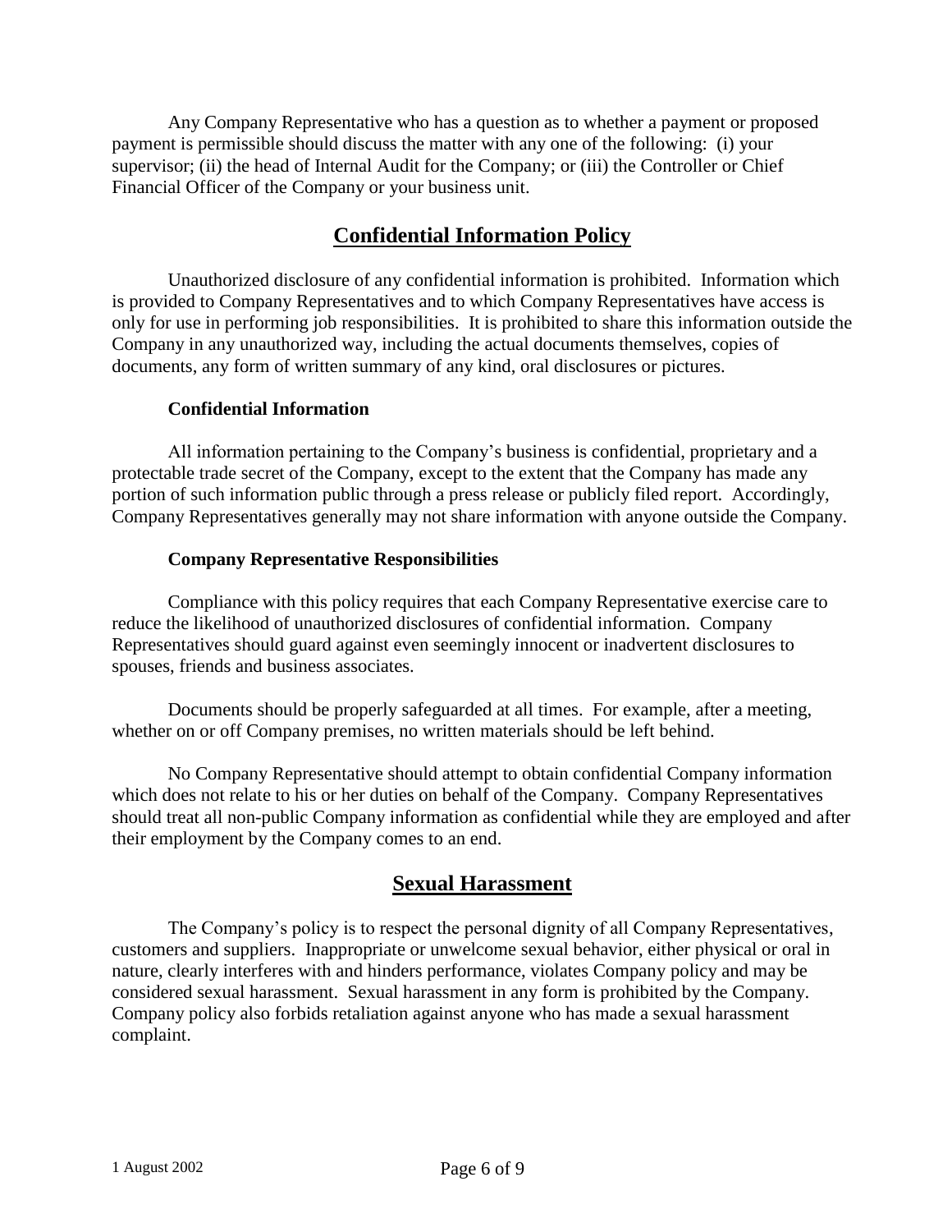Any Company Representative who has a question as to whether a payment or proposed payment is permissible should discuss the matter with any one of the following: (i) your supervisor; (ii) the head of Internal Audit for the Company; or (iii) the Controller or Chief Financial Officer of the Company or your business unit.

## Confidential Information Policy

Unauthorized disclosure of any confidential information is prohibited. Information which is provided to Company Representatives and to which Company Representatives have access is only for use in performing job responsibilities. It is prohibited to share this information outside the Company in any unauthorized way, including the actual documents themselves, copies of documents, any form of written summary of any kind, oral disclosures or pictures.

### Confidential Information

All information pertaining to the Company's business is confidential, proprietary and a protectable trade secret of the Company, except to the extent that the Company has made any portion of such information public through a press release or publicly filed report. Accordingly, Company Representatives generally may not share information with anyone outside the Company.

### Company Representative Responsibilities

Compliance with this policy requires that each Company Representative exercise care to reduce the likelihood of unauthorized disclosures of confidential information. Company Representatives should guard against even seemingly innocent or inadvertent disclosures to spouses, friends and business associates.

Documents should be properly safeguarded at all times. For example, after a meeting, whether on or off Company premises, no written materials should be left behind.

No Company Representative should attempt to obtain confidential Company information which does not relate to his or her duties on behalf of the Company. Company Representatives should treat all non-public Company information as confidential while they are employed and after their employment by the Company comes to an end.

## Sexual Harassment

The Company's policy is to respect the personal dignity of all Company Representatives, customers and suppliers. Inappropriate or unwelcome sexual behavior, either physical or oral in nature, clearly interferes with and hinders performance, violates Company policy and may be considered sexual harassment. Sexual harassment in any form is prohibited by the Company. Company policy also forbids retaliation against anyone who has made a sexual harassment complaint.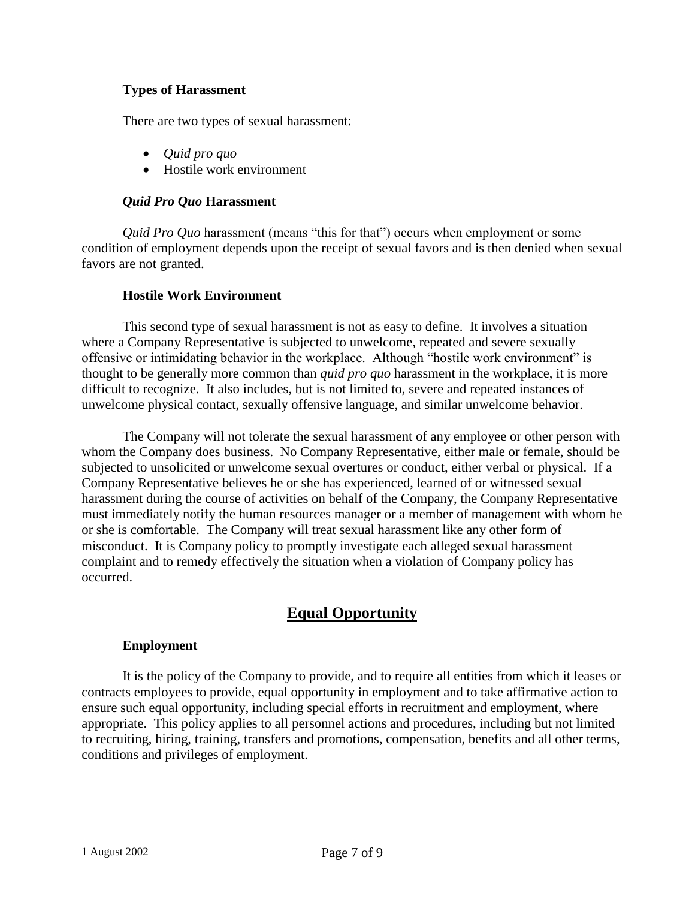### Types of Harassment

There are two types of sexual harassment:

- *Quid pro quo*
- Hostile work environment

#### *Quid Pro Quo* Harassment

*Quid Pro Quo* harassment (means "this for that") occurs when employment or some condition of employment depends upon the receipt of sexual favors and is then denied when sexual favors are not granted.

#### Hostile Work Environment

This second type of sexual harassment is not as easy to define. It involves a situation where a Company Representative is subjected to unwelcome, repeated and severe sexually offensive or intimidating behavior in the workplace. Although "hostile work environment" is thought to be generally more common than *quid pro quo* harassment in the workplace, it is more difficult to recognize. It also includes, but is not limited to, severe and repeated instances of unwelcome physical contact, sexually offensive language, and similar unwelcome behavior.

The Company will not tolerate the sexual harassment of any employee or other person with whom the Company does business. No Company Representative, either male or female, should be subjected to unsolicited or unwelcome sexual overtures or conduct, either verbal or physical. If a Company Representative believes he or she has experienced, learned of or witnessed sexual harassment during the course of activities on behalf of the Company, the Company Representative must immediately notify the human resources manager or a member of management with whom he or she is comfortable. The Company will treat sexual harassment like any other form of misconduct. It is Company policy to promptly investigate each alleged sexual harassment complaint and to remedy effectively the situation when a violation of Company policy has occurred.

## Equal Opportunity

### Employment

It is the policy of the Company to provide, and to require all entities from which it leases or contracts employees to provide, equal opportunity in employment and to take affirmative action to ensure such equal opportunity, including special efforts in recruitment and employment, where appropriate. This policy applies to all personnel actions and procedures, including but not limited to recruiting, hiring, training, transfers and promotions, compensation, benefits and all other terms, conditions and privileges of employment.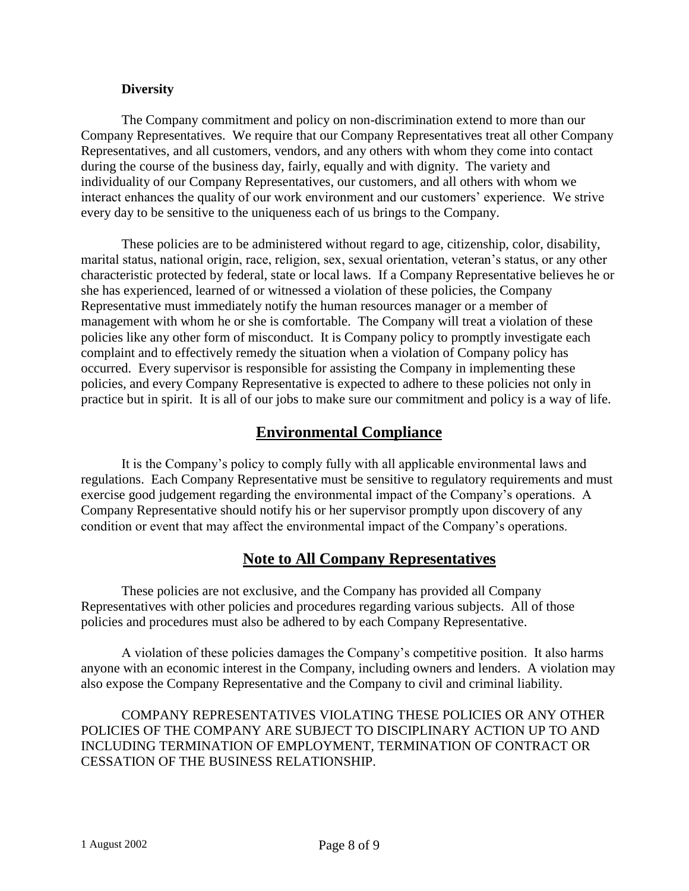**Diversity**

The Company commitment and policy on non-discrimination extend to more than our Company Representatives. We require that our Company Representatives treat all other Company Representatives, and all customers, vendors, and any others with whom they come into contact during the course of the business day, fairly, equally and with dignity. The variety and individuality of our Company Representatives, our customers, and all others with whom we interact enhances the quality of our work environment and our customers' experience. We strive every day to be sensitive to the uniqueness each of us brings to the Company.

These policies are to be administered without regard to age, citizenship, color, disability, marital status, national origin, race, religion, sex, sexual orientation, veteran's status, or any other characteristic protected by federal, state or local laws. If a Company Representative believes he or she has experienced, learned of or witnessed a violation of these policies, the Company Representative must immediately notify the human resources manager or a member of management with whom he or she is comfortable. The Company will treat a violation of these policies like any other form of misconduct. It is Company policy to promptly investigate each complaint and to effectively remedy the situation when a violation of Company policy has occurred. Every supervisor is responsible for assisting the Company in implementing these policies, and every Company Representative is expected to adhere to these policies not only in practice but in spirit. It is all of our jobs to make sure our commitment and policy is a way of life.

## Environmental Compliance

It is the Company's policy to comply fully with all applicable environmental laws and regulations. Each Company Representative must be sensitive to regulatory requirements and must exercise good judgement regarding the environmental impact of the Company's operations. A Company Representative should notify his or her supervisor promptly upon discovery of any condition or event that may affect the environmental impact of the Company's operations.

## Note to All Company Representatives

These policies are not exclusive, and the Company has provided all Company Representatives with other policies and procedures regarding various subjects. All of those policies and procedures must also be adhered to by each Company Representative.

A violation of these policies damages the Company's competitive position. It also harms anyone with an economic interest in the Company, including owners and lenders. A violation may also expose the Company Representative and the Company to civil and criminal liability.

COMPANY REPRESENTATIVES VIOLATING THESE POLICIES OR ANY OTHER POLICIES OF THE COMPANY ARE SUBJECT TO DISCIPLINARY ACTION UP TO AND INCLUDING TERMINATION OF EMPLOYMENT, TERMINATION OF CONTRACT OR CESSATION OF THE BUSINESS RELATIONSHIP.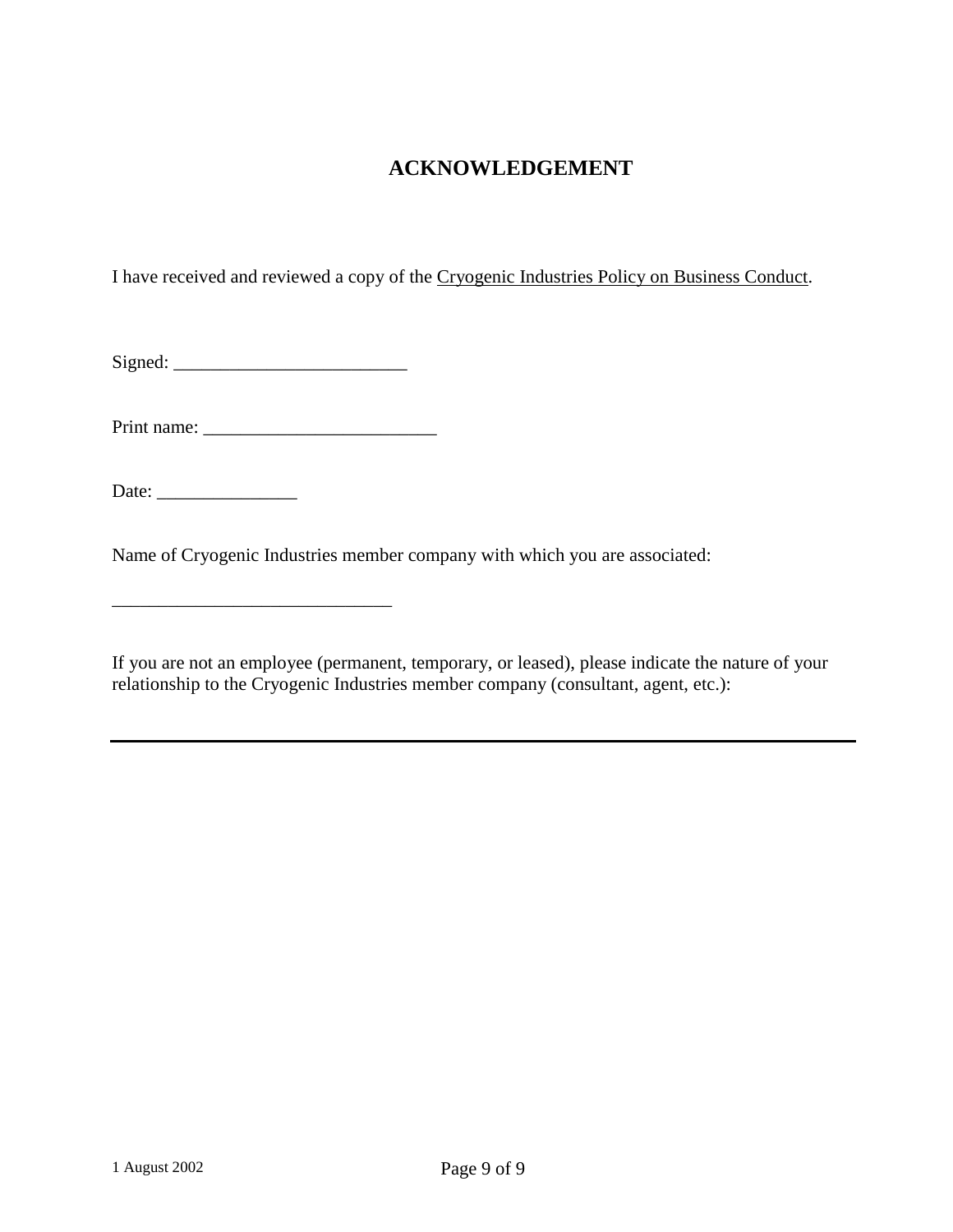# ACKNOWLEDGEMENT

I have received and reviewed a copy of the <u>Cryogenic Industries Policy on Business Conduct</u>.

Signed: _________________________

Print name: _________________________

Date: _______________

Name of Cryogenic Industries member company with which you are associated:

______________________________

If you are not an employee (permanent, temporary, or leased), please indicate the nature of your relationship to the Cryogenic Industries member company (consultant, agent, etc.):

---